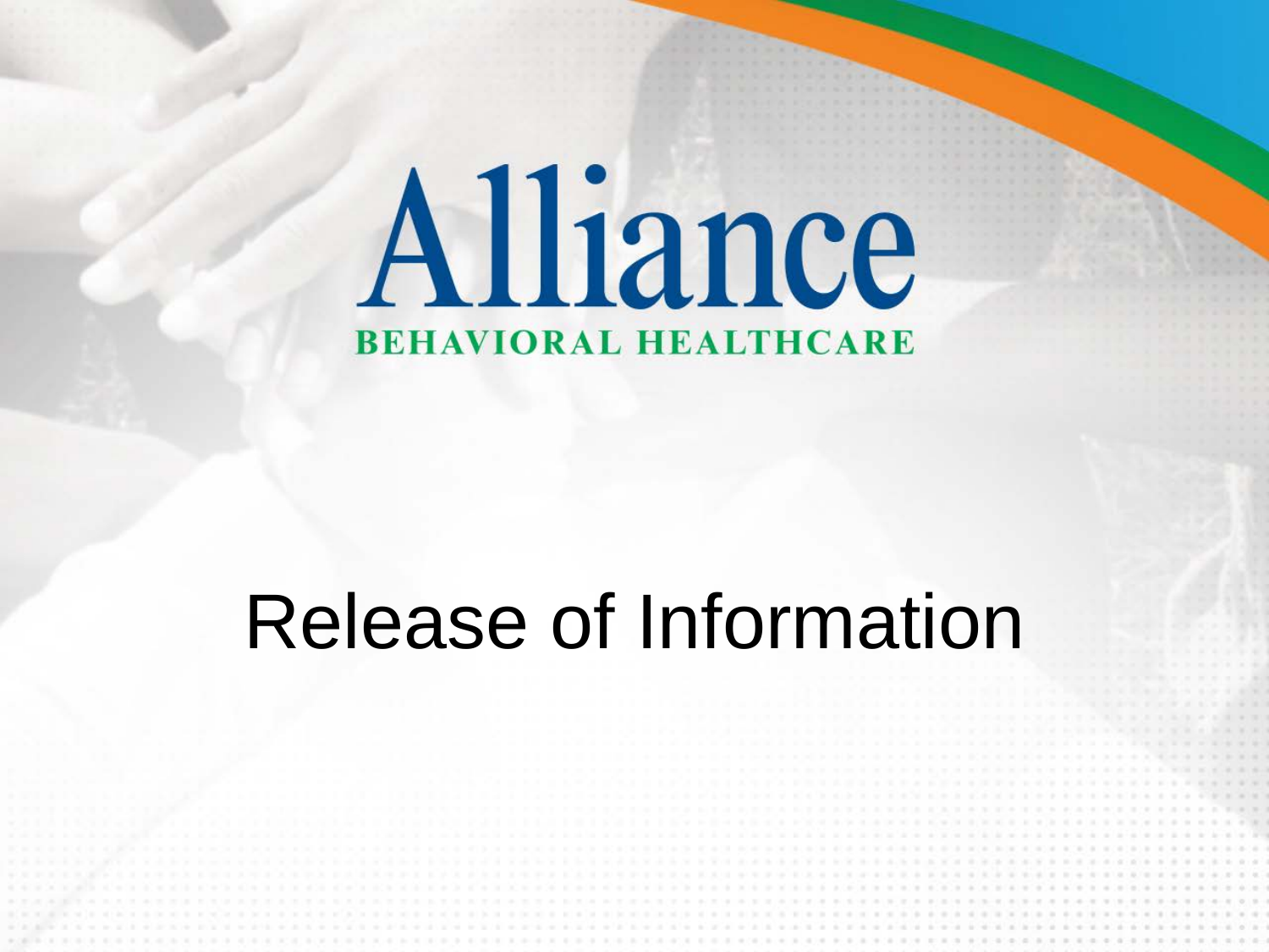# Alliance

BEHAVIORAL HEALTHCARE

# Release of Information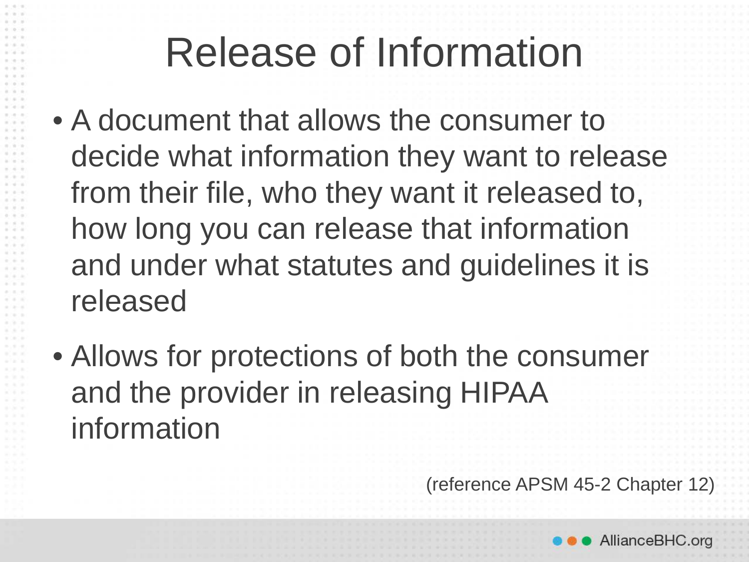# Release of Information

- A document that allows the consumer to decide what information they want to release from their file, who they want it released to, how long you can release that information and under what statutes and guidelines it is released
- Allows for protections of both the consumer and the provider in releasing HIPAA information

(reference APSM 45-2 Chapter 12)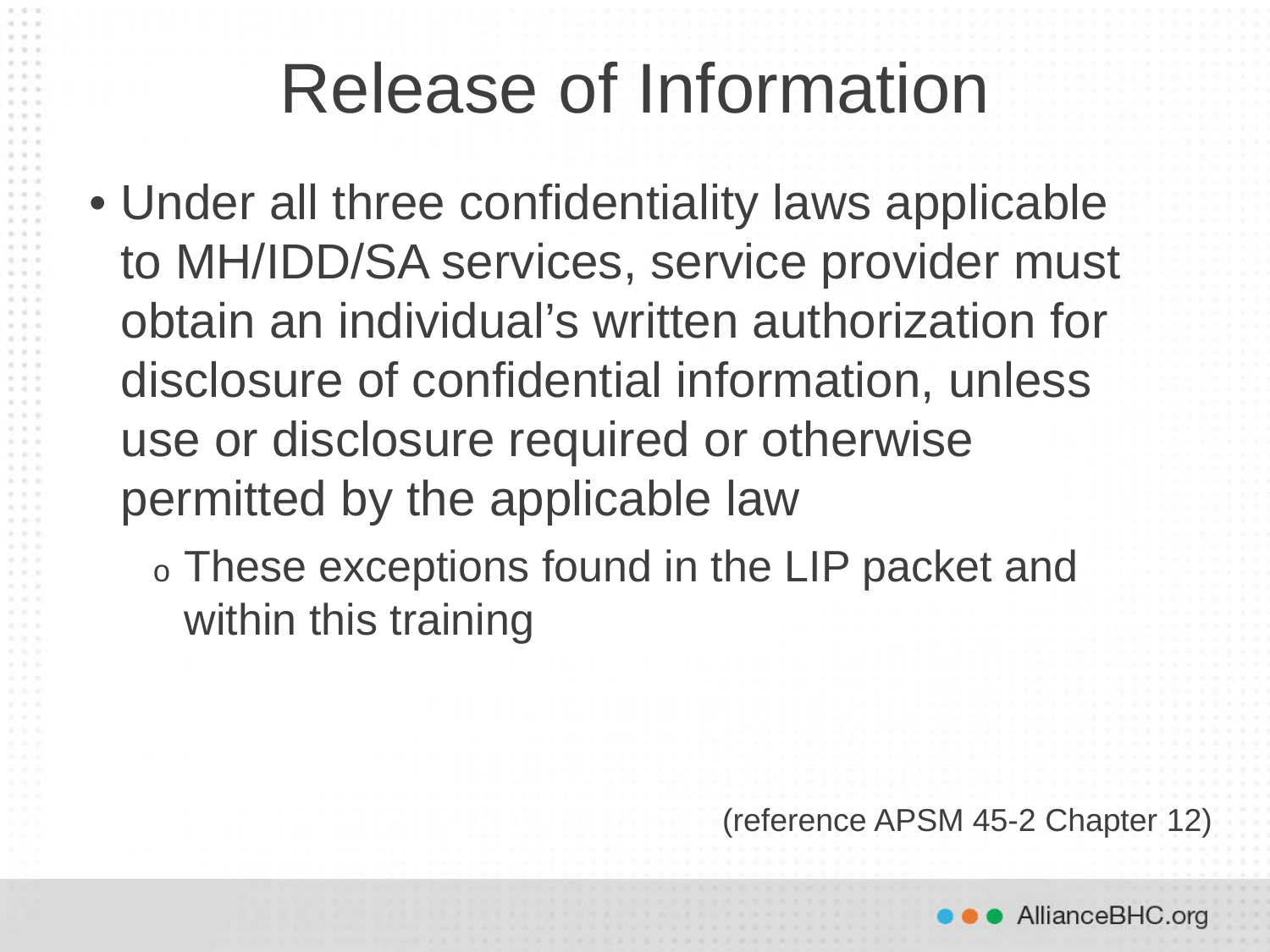# Release of Information

- Under all three confidentiality laws applicable to MH/IDD/SA services, service provider must obtain an individual's written authorization for disclosure of confidential information, unless use or disclosure required or otherwise permitted by the applicable law
  - These exceptions found in the LIP packet and within this training

(reference APSM 45-2 Chapter 12)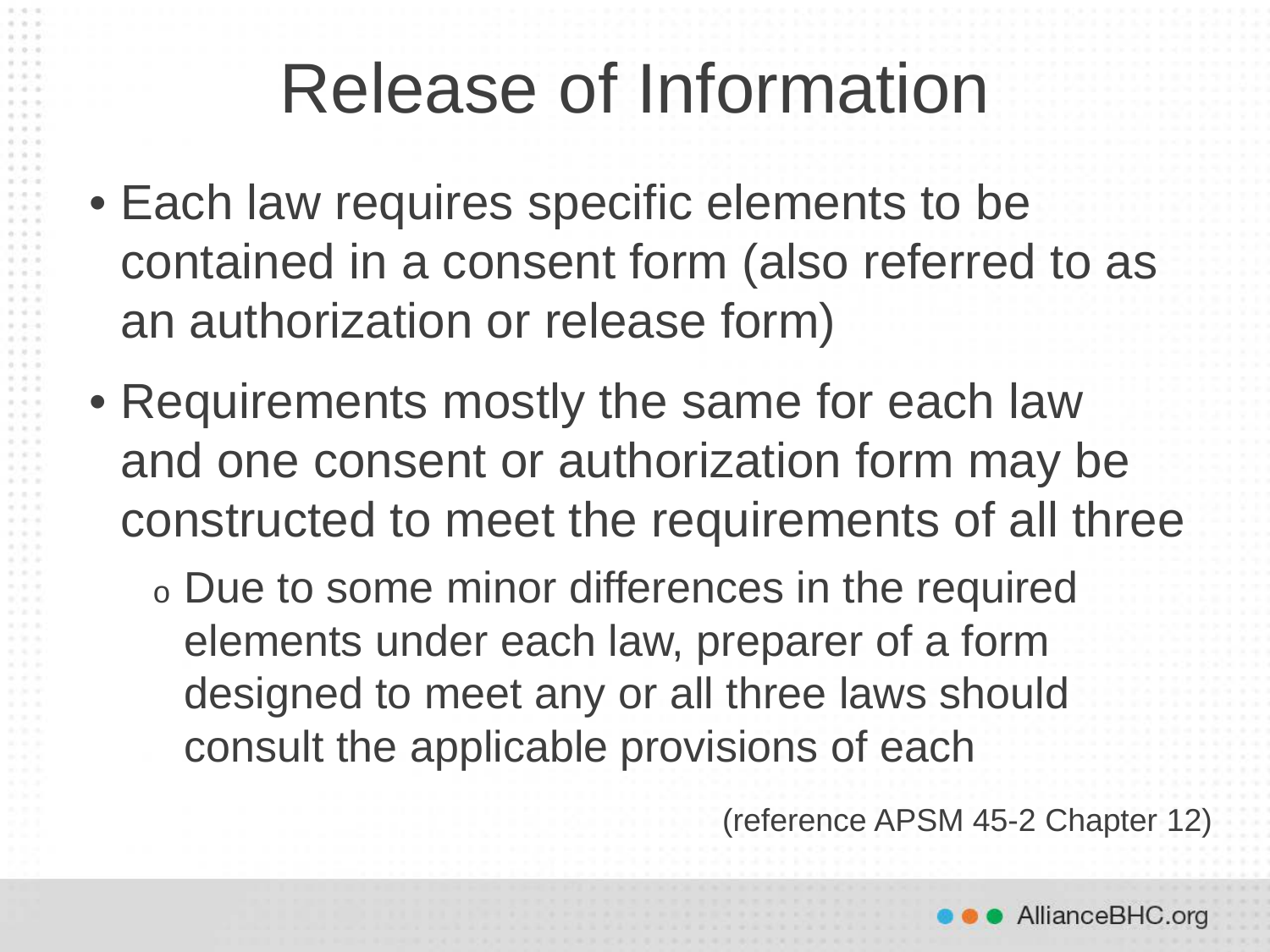# Release of Information

- Each law requires specific elements to be contained in a consent form (also referred to as an authorization or release form)
- Requirements mostly the same for each law and one consent or authorization form may be constructed to meet the requirements of all three
  - Due to some minor differences in the required elements under each law, preparer of a form designed to meet any or all three laws should consult the applicable provisions of each

(reference APSM 45-2 Chapter 12)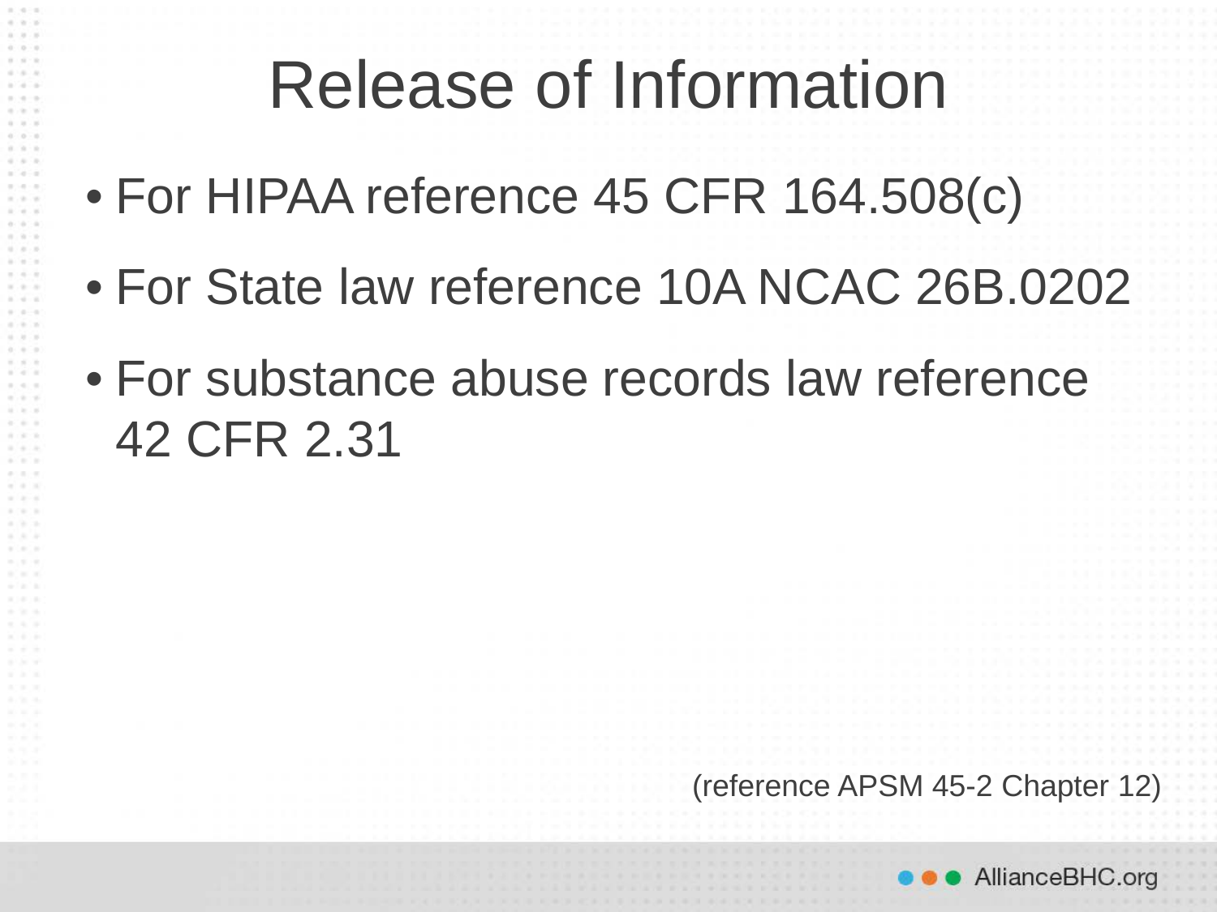# Release of Information

- For HIPAA reference 45 CFR 164.508(c)
- For State law reference 10A NCAC 26B.0202
- For substance abuse records law reference 42 CFR 2.31

(reference APSM 45-2 Chapter 12)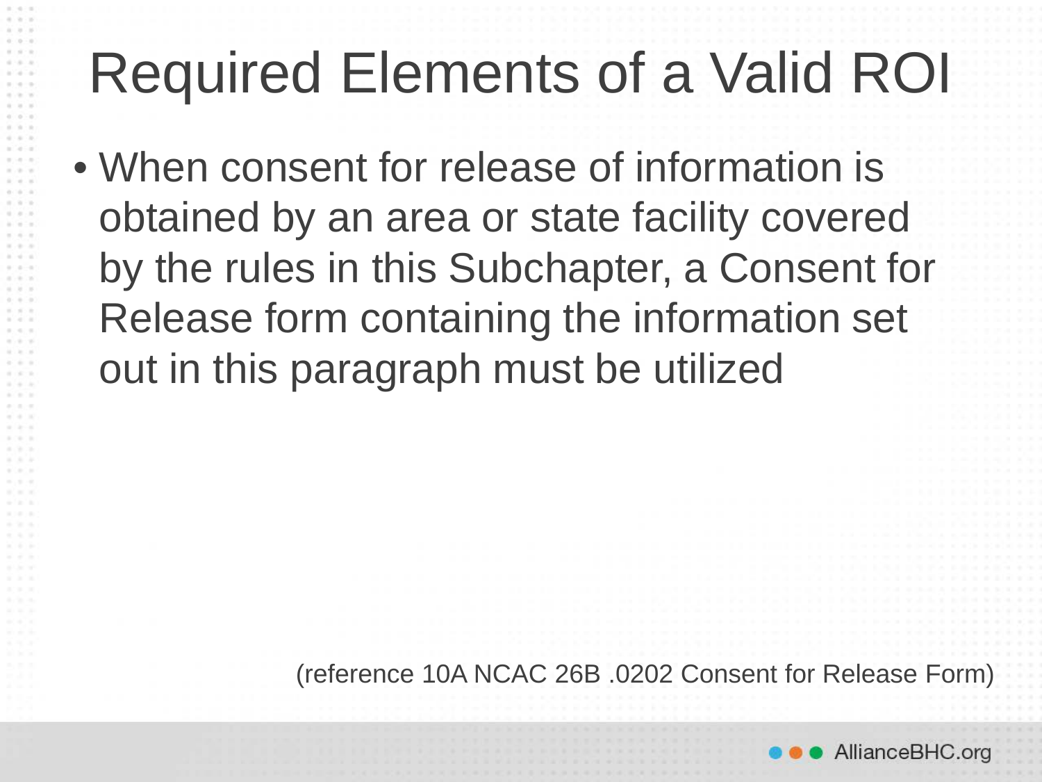# Required Elements of a Valid ROI

- When consent for release of information is obtained by an area or state facility covered by the rules in this Subchapter, a Consent for Release form containing the information set out in this paragraph must be utilized

(reference 10A NCAC 26B .0202 Consent for Release Form)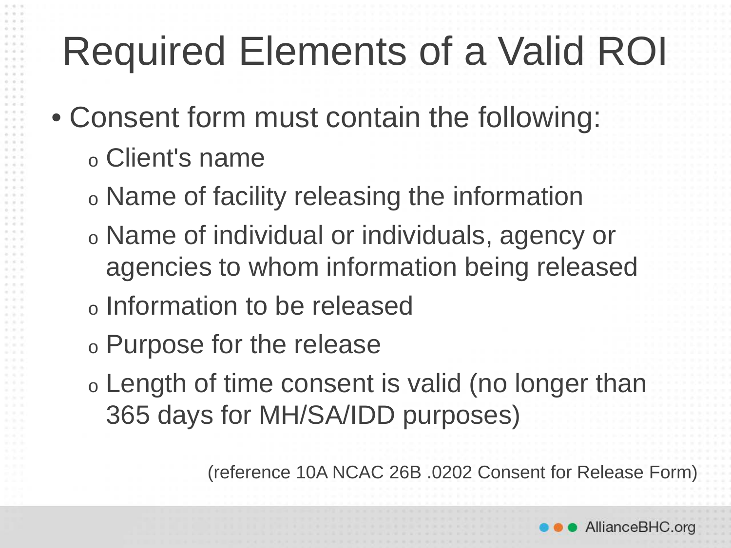# Required Elements of a Valid ROI

- Consent form must contain the following:
  - Client's name
  - Name of facility releasing the information
  - Name of individual or individuals, agency or agencies to whom information being released
  - Information to be released
  - Purpose for the release
  - Length of time consent is valid (no longer than 365 days for MH/SA/IDD purposes)

(reference 10A NCAC 26B .0202 Consent for Release Form)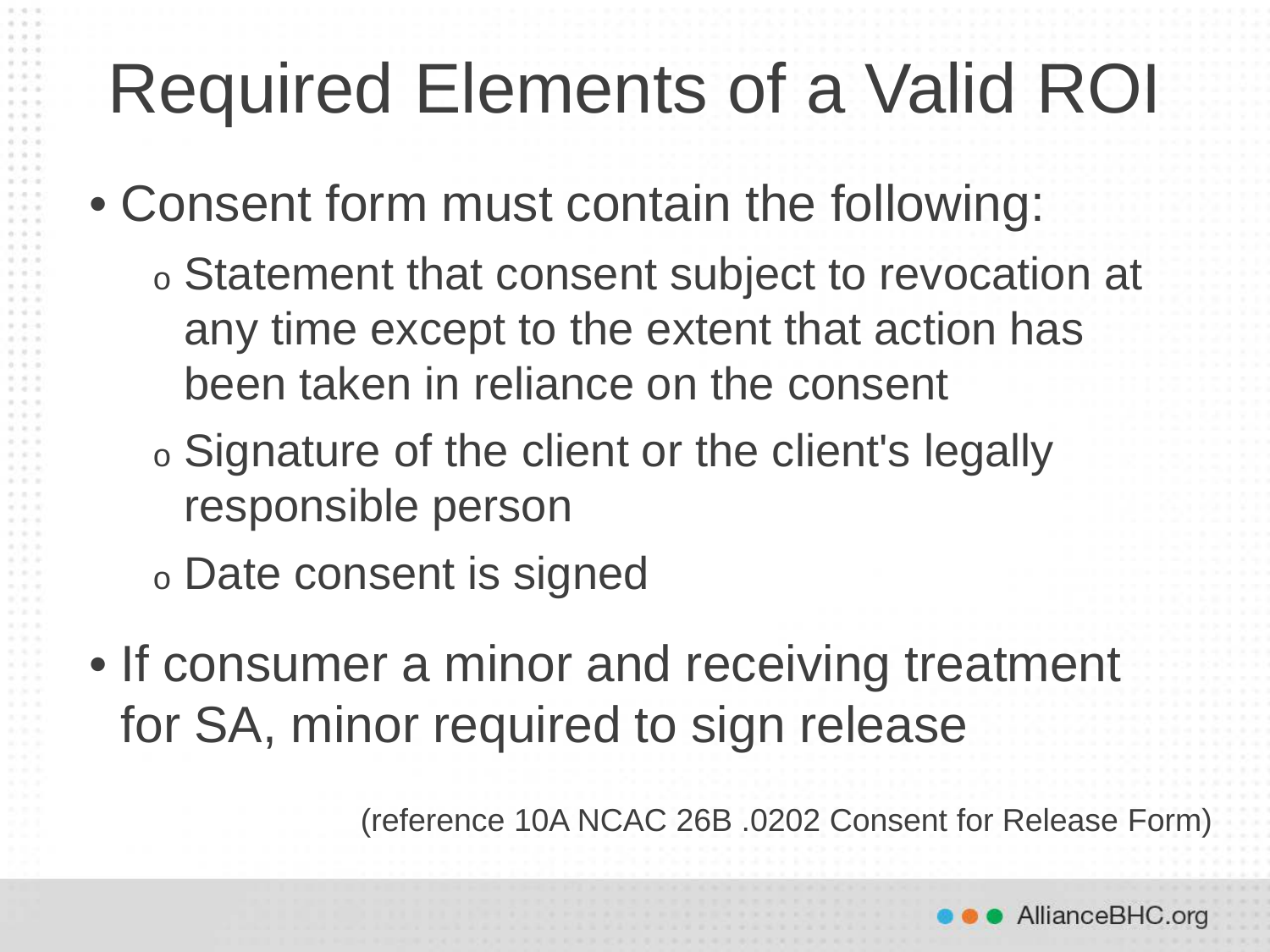# Required Elements of a Valid ROI

- Consent form must contain the following:
  - Statement that consent subject to revocation at any time except to the extent that action has been taken in reliance on the consent
  - Signature of the client or the client's legally responsible person
  - Date consent is signed
- If consumer a minor and receiving treatment for SA, minor required to sign release

(reference 10A NCAC 26B .0202 Consent for Release Form)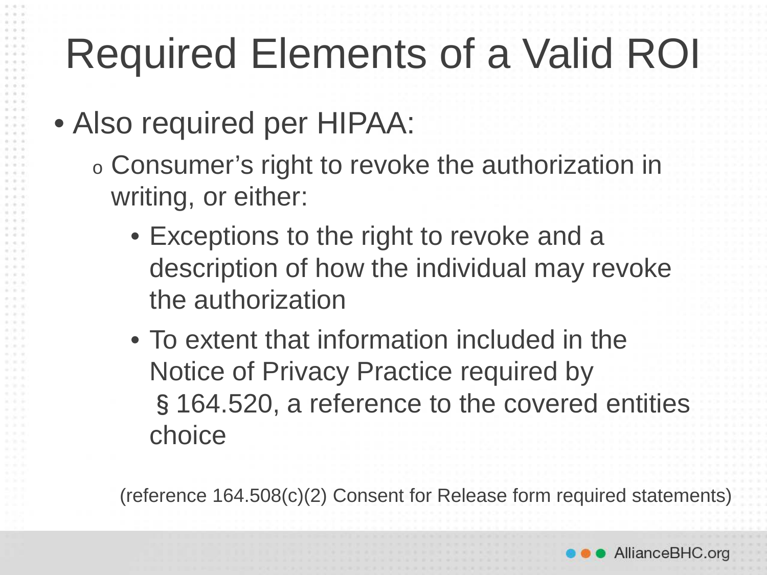# Required Elements of a Valid ROI

- Also required per HIPAA:
  - Consumer's right to revoke the authorization in writing, or either:
    - Exceptions to the right to revoke and a description of how the individual may revoke the authorization
    - To extent that information included in the Notice of Privacy Practice required by § 164.520, a reference to the covered entities choice

(reference 164.508(c)(2) Consent for Release form required statements)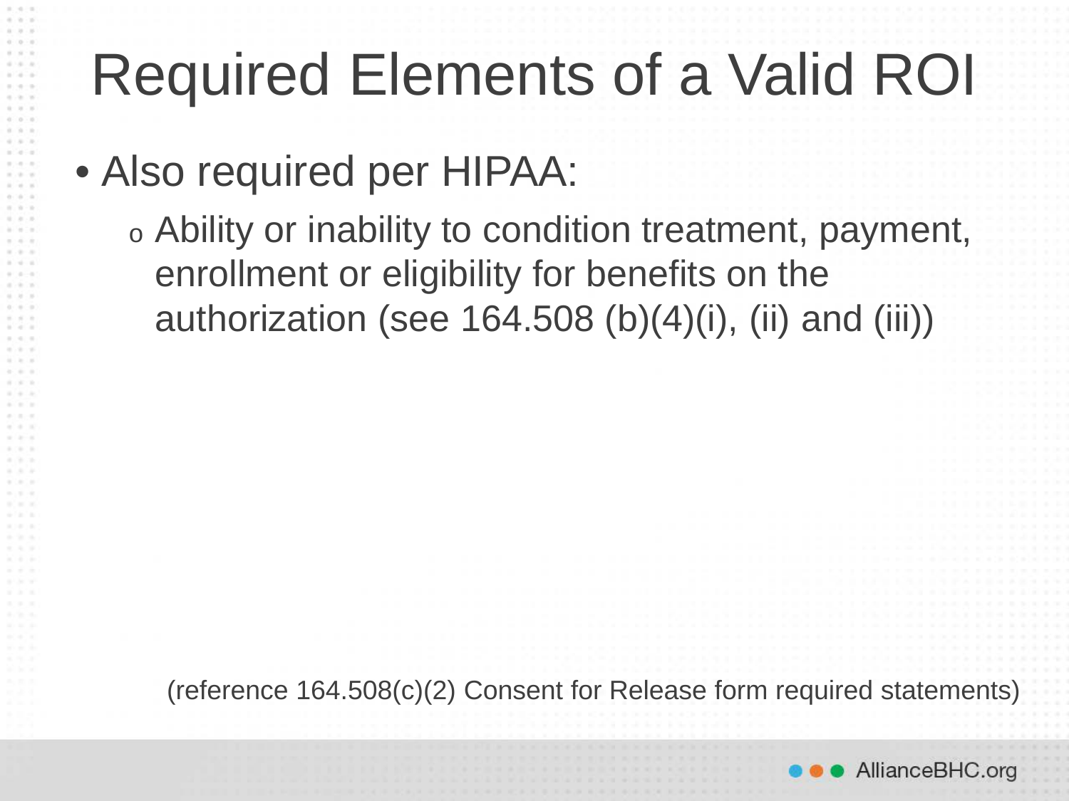# Required Elements of a Valid ROI

- Also required per HIPAA:
  - Ability or inability to condition treatment, payment, enrollment or eligibility for benefits on the authorization (see 164.508 (b)(4)(i), (ii) and (iii))

(reference 164.508(c)(2) Consent for Release form required statements)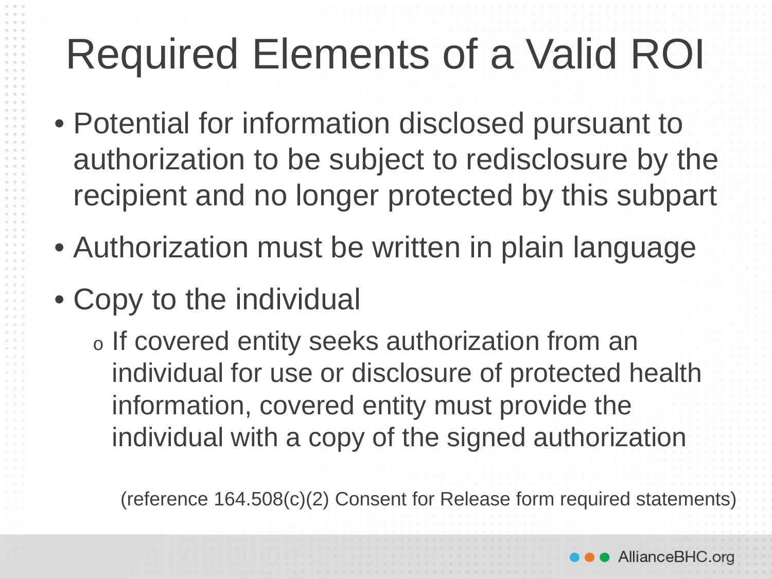# Required Elements of a Valid ROI

- Potential for information disclosed pursuant to authorization to be subject to redisclosure by the recipient and no longer protected by this subpart
- Authorization must be written in plain language
- Copy to the individual
  - If covered entity seeks authorization from an individual for use or disclosure of protected health information, covered entity must provide the individual with a copy of the signed authorization

(reference 164.508(c)(2) Consent for Release form required statements)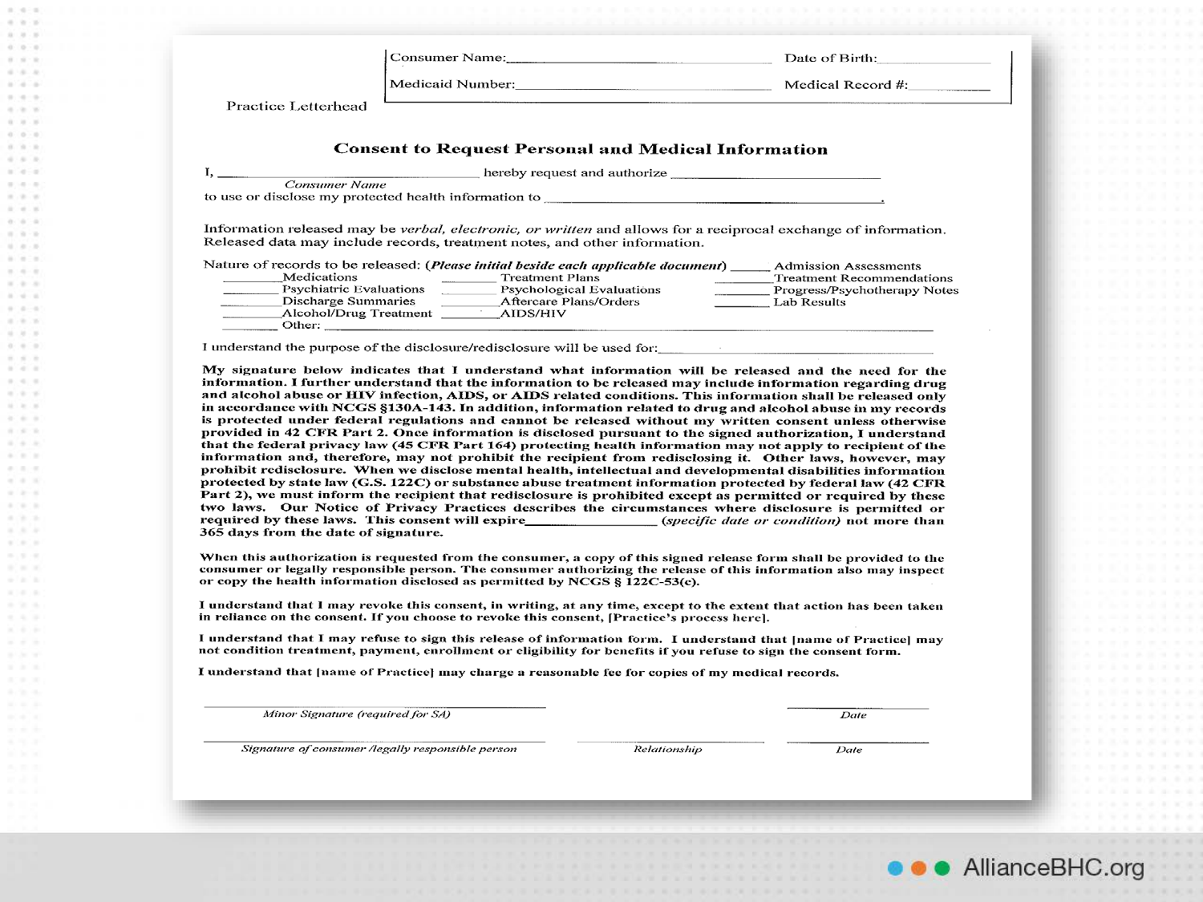Practice Letterhead

| Consumer Name:______________________ | Date of Birth:____________ |
| --- | --- |
| Medicaid Number:____________________ | Medical Record #:__________ |

## Consent to Request Personal and Medical Information

I, ______________________________ hereby request and authorize ______________________________
*Consumer Name*
to use or disclose my protected health information to ______________________________.

Information released may be *verbal, electronic, or written* and allows for a reciprocal exchange of information. Released data may include records, treatment notes, and other information.

Nature of records to be released: (***Please initial beside each applicable document***) ______ Admission Assessments

| | | |
| --- | --- | --- |
| ________ Medications | ________ Treatment Plans | ________ Treatment Recommendations |
| ________ Psychiatric Evaluations | ________ Psychological Evaluations | ________ Progress/Psychotherapy Notes |
| ________ Discharge Summaries | ________ Aftercare Plans/Orders | ________ Lab Results |
| ________ Alcohol/Drug Treatment | ________ AIDS/HIV | |
| ________ Other: ______________________________ | | |

I understand the purpose of the disclosure/redisclosure will be used for:______________________________

**My signature below indicates that I understand what information will be released and the need for the information. I further understand that the information to be released may include information regarding drug and alcohol abuse or HIV infection, AIDS, or AIDS related conditions. This information shall be released only in accordance with NCGS §130A-143. In addition, information related to drug and alcohol abuse in my records is protected under federal regulations and cannot be released without my written consent unless otherwise provided in 42 CFR Part 2. Once information is disclosed pursuant to the signed authorization, I understand that the federal privacy law (45 CFR Part 164) protecting health information may not apply to recipient of the information and, therefore, may not prohibit the recipient from redisclosing it. Other laws, however, may prohibit redisclosure. When we disclose mental health, intellectual and developmental disabilities information protected by state law (G.S. 122C) or substance abuse treatment information protected by federal law (42 CFR Part 2), we must inform the recipient that redisclosure is prohibited except as permitted or required by these two laws. Our Notice of Privacy Practices describes the circumstances where disclosure is permitted or required by these laws. This consent will expire______________ *(specific date or condition)* not more than 365 days from the date of signature.**

**When this authorization is requested from the consumer, a copy of this signed release form shall be provided to the consumer or legally responsible person. The consumer authorizing the release of this information also may inspect or copy the health information disclosed as permitted by NCGS § 122C-53(c).**

**I understand that I may revoke this consent, in writing, at any time, except to the extent that action has been taken in reliance on the consent. If you choose to revoke this consent, [Practice's process here].**

**I understand that I may refuse to sign this release of information form. I understand that [name of Practice] may not condition treatment, payment, enrollment or eligibility for benefits if you refuse to sign the consent form.**

**I understand that [name of Practice] may charge a reasonable fee for copies of my medical records.**

______________________________ ______________
*Minor Signature (required for SA)* *Date*

______________________________ ______________ ______________
*Signature of consumer /legally responsible person* *Relationship* *Date*

AllianceBHC.org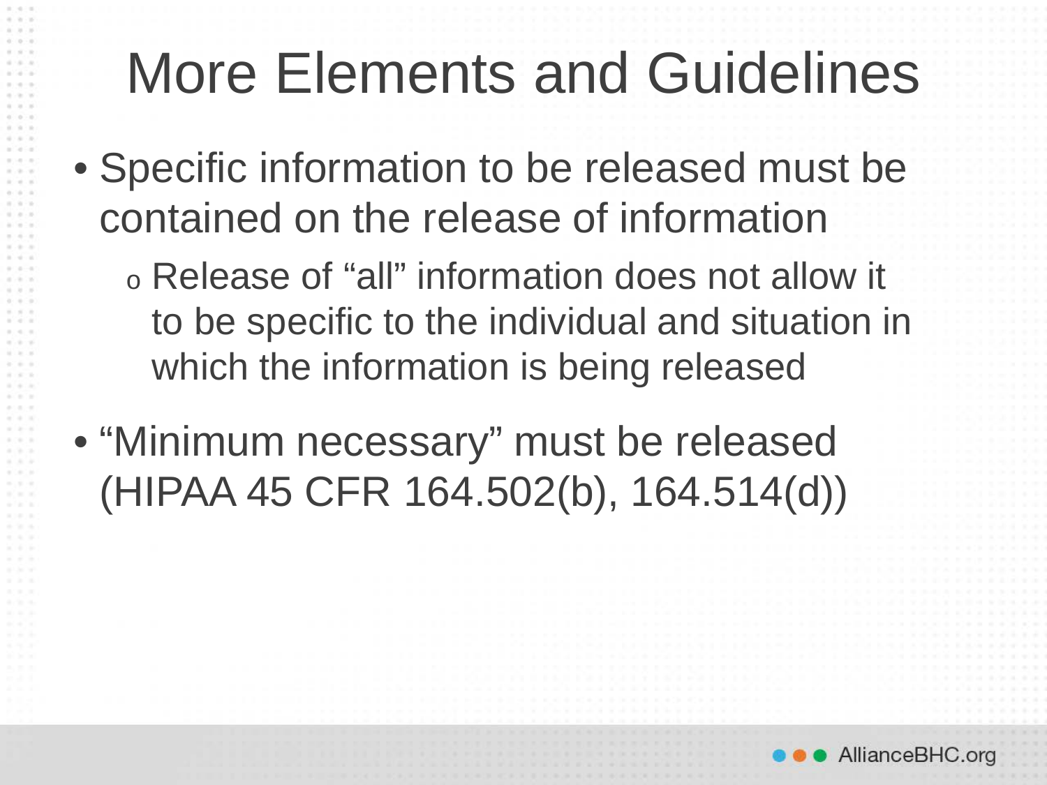# More Elements and Guidelines

- Specific information to be released must be contained on the release of information
  - Release of "all" information does not allow it to be specific to the individual and situation in which the information is being released
- "Minimum necessary" must be released (HIPAA 45 CFR 164.502(b), 164.514(d))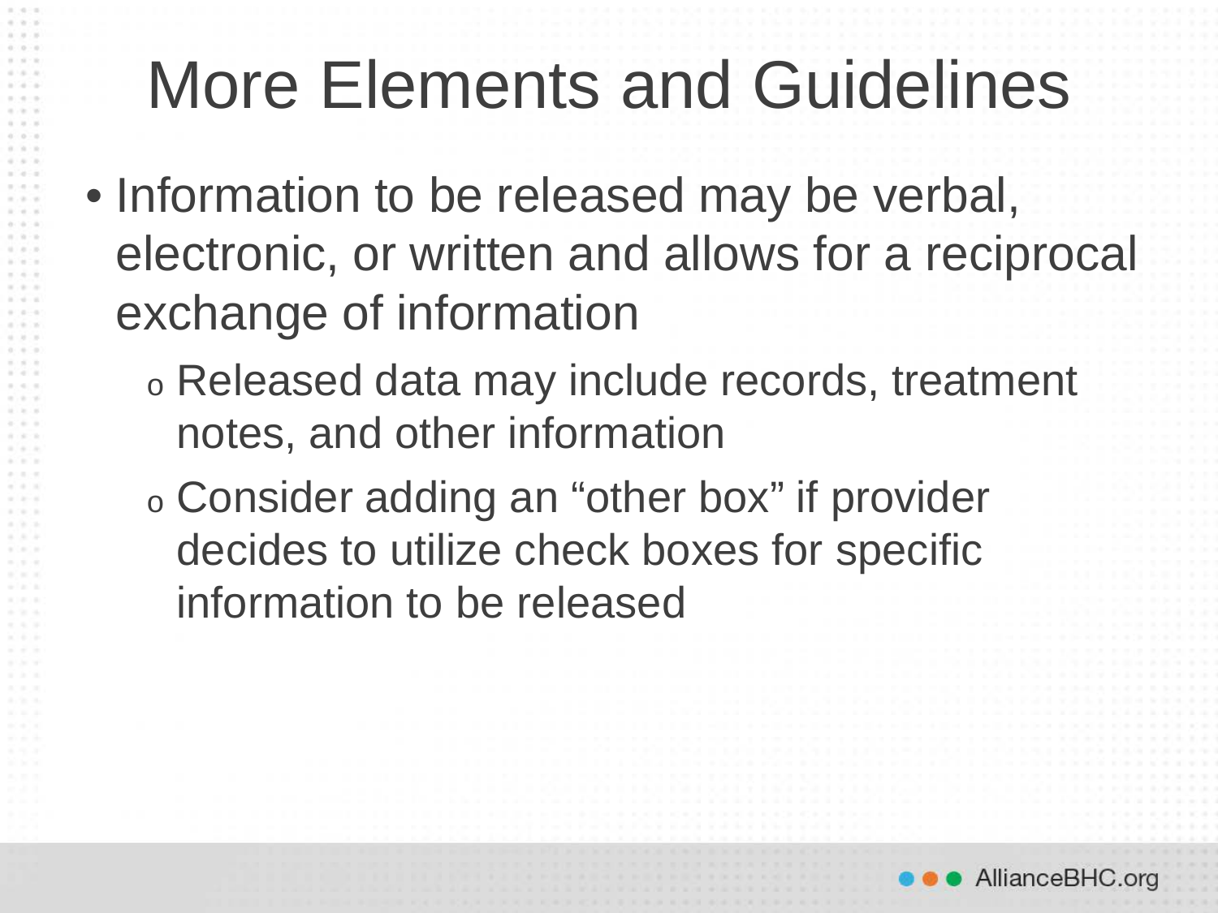# More Elements and Guidelines

- Information to be released may be verbal, electronic, or written and allows for a reciprocal exchange of information
  - Released data may include records, treatment notes, and other information
  - Consider adding an “other box” if provider decides to utilize check boxes for specific information to be released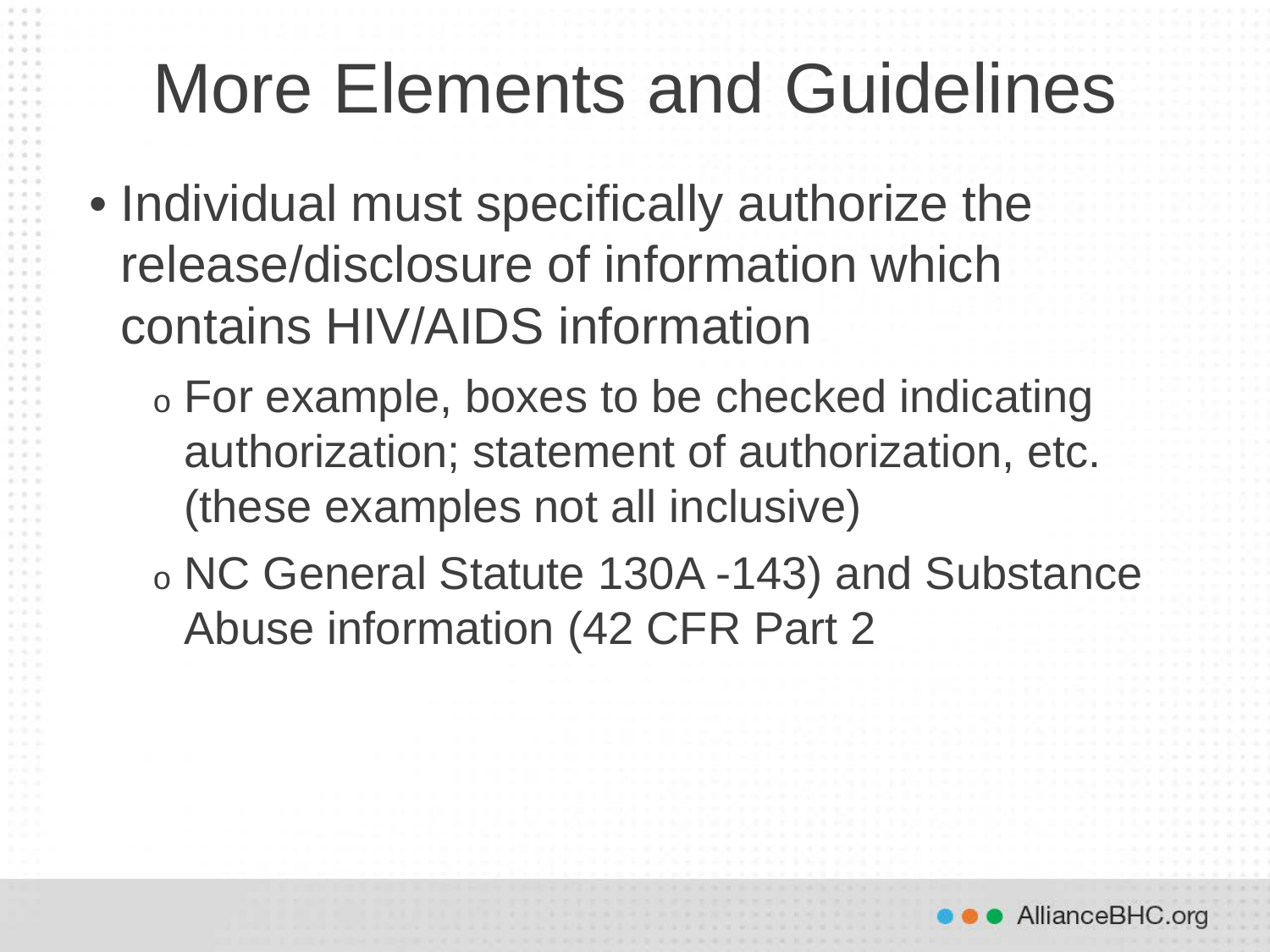# More Elements and Guidelines

- Individual must specifically authorize the release/disclosure of information which contains HIV/AIDS information
  - For example, boxes to be checked indicating authorization; statement of authorization, etc. (these examples not all inclusive)
  - NC General Statute 130A -143) and Substance Abuse information (42 CFR Part 2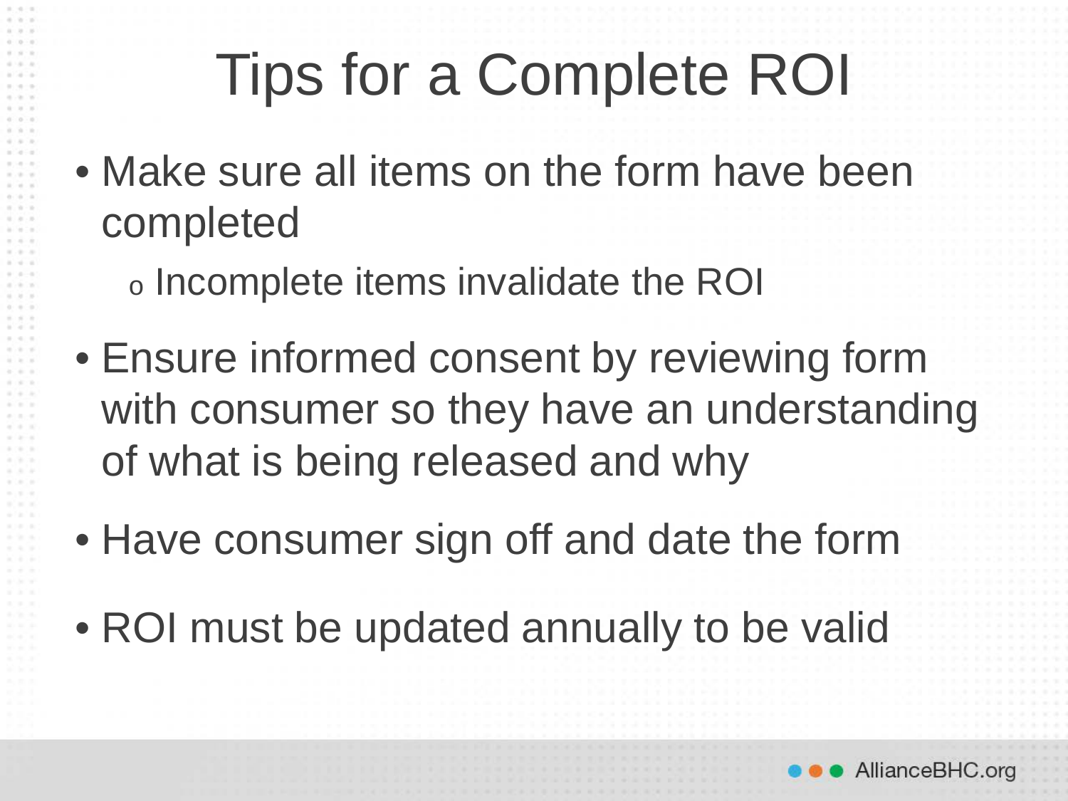# Tips for a Complete ROI

- Make sure all items on the form have been completed
  - Incomplete items invalidate the ROI
- Ensure informed consent by reviewing form with consumer so they have an understanding of what is being released and why
- Have consumer sign off and date the form
- ROI must be updated annually to be valid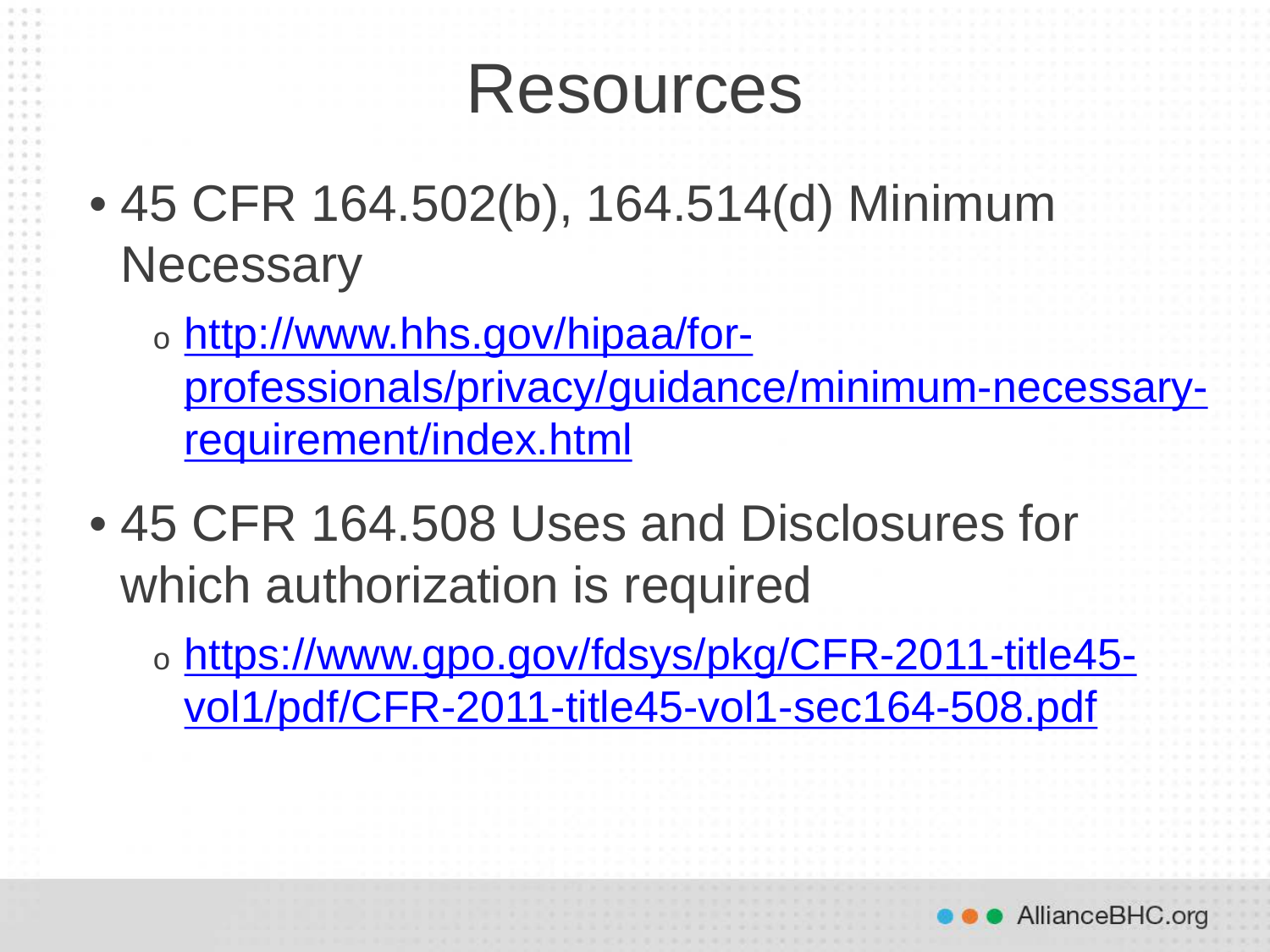# Resources

- 45 CFR 164.502(b), 164.514(d) Minimum Necessary
  - http://www.hhs.gov/hipaa/for-professionals/privacy/guidance/minimum-necessary-requirement/index.html
- 45 CFR 164.508 Uses and Disclosures for which authorization is required
  - https://www.gpo.gov/fdsys/pkg/CFR-2011-title45-vol1/pdf/CFR-2011-title45-vol1-sec164-508.pdf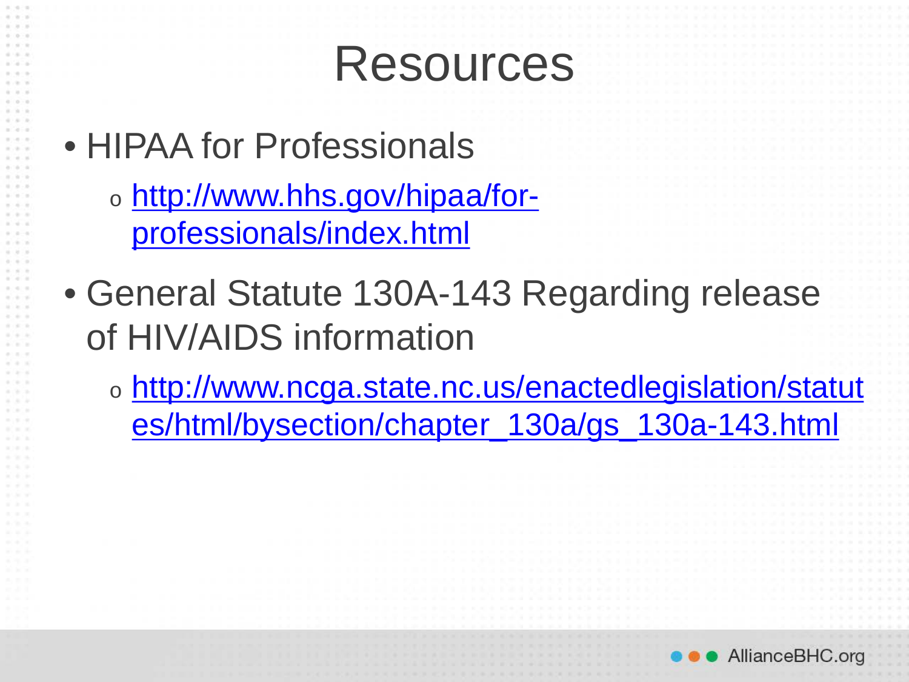# Resources

- HIPAA for Professionals
  - http://www.hhs.gov/hipaa/for-professionals/index.html
- General Statute 130A-143 Regarding release of HIV/AIDS information
  - http://www.ncga.state.nc.us/enactedlegislation/statutes/html/bysection/chapter_130a/gs_130a-143.html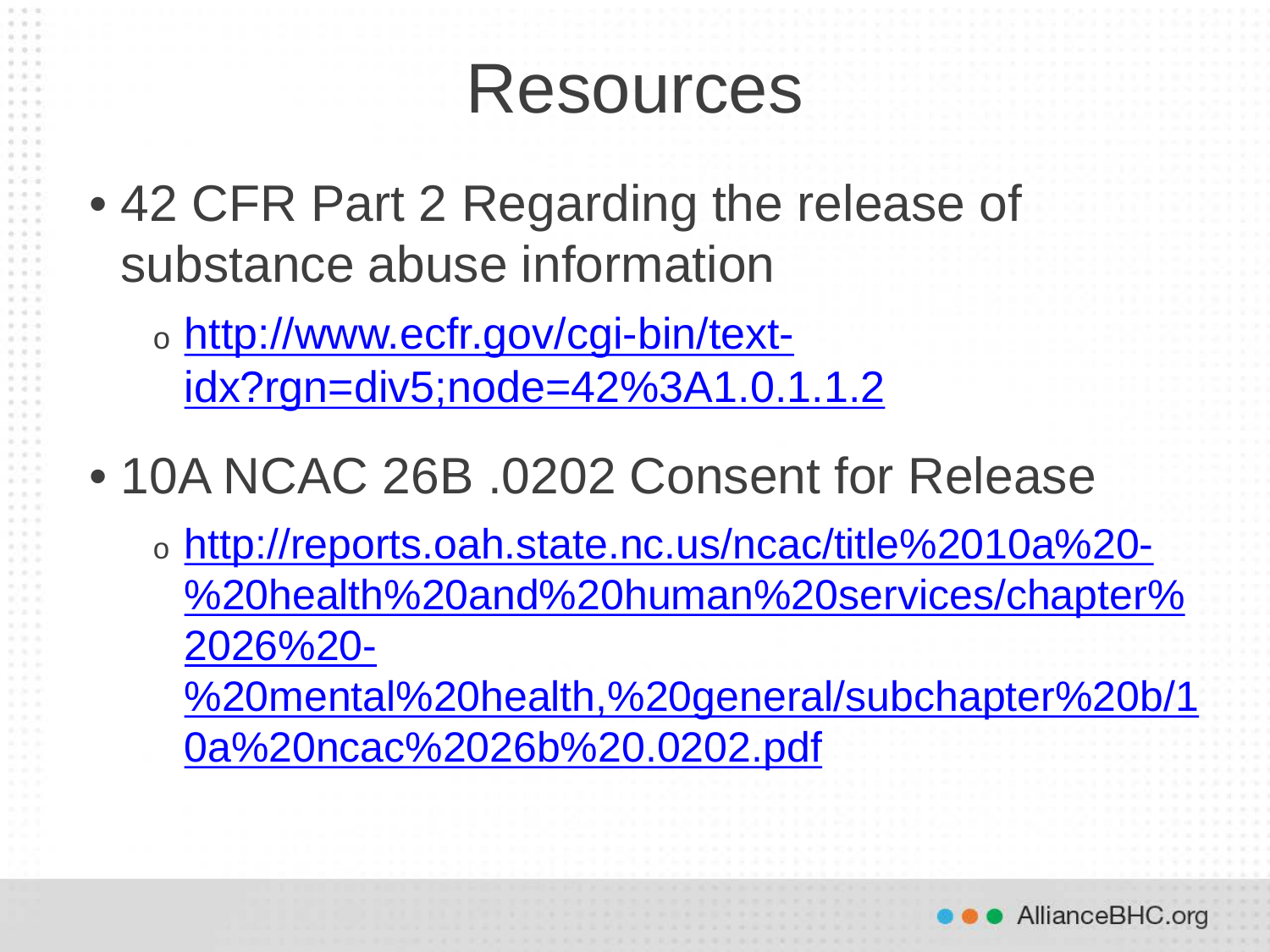# Resources

- 42 CFR Part 2 Regarding the release of substance abuse information
  - http://www.ecfr.gov/cgi-bin/text-idx?rgn=div5;node=42%3A1.0.1.1.2
- 10A NCAC 26B .0202 Consent for Release
  - http://reports.oah.state.nc.us/ncac/title%2010a%20-%20health%20and%20human%20services/chapter%2026%20-%20mental%20health,%20general/subchapter%20b/10a%20ncac%2026b%20.0202.pdf